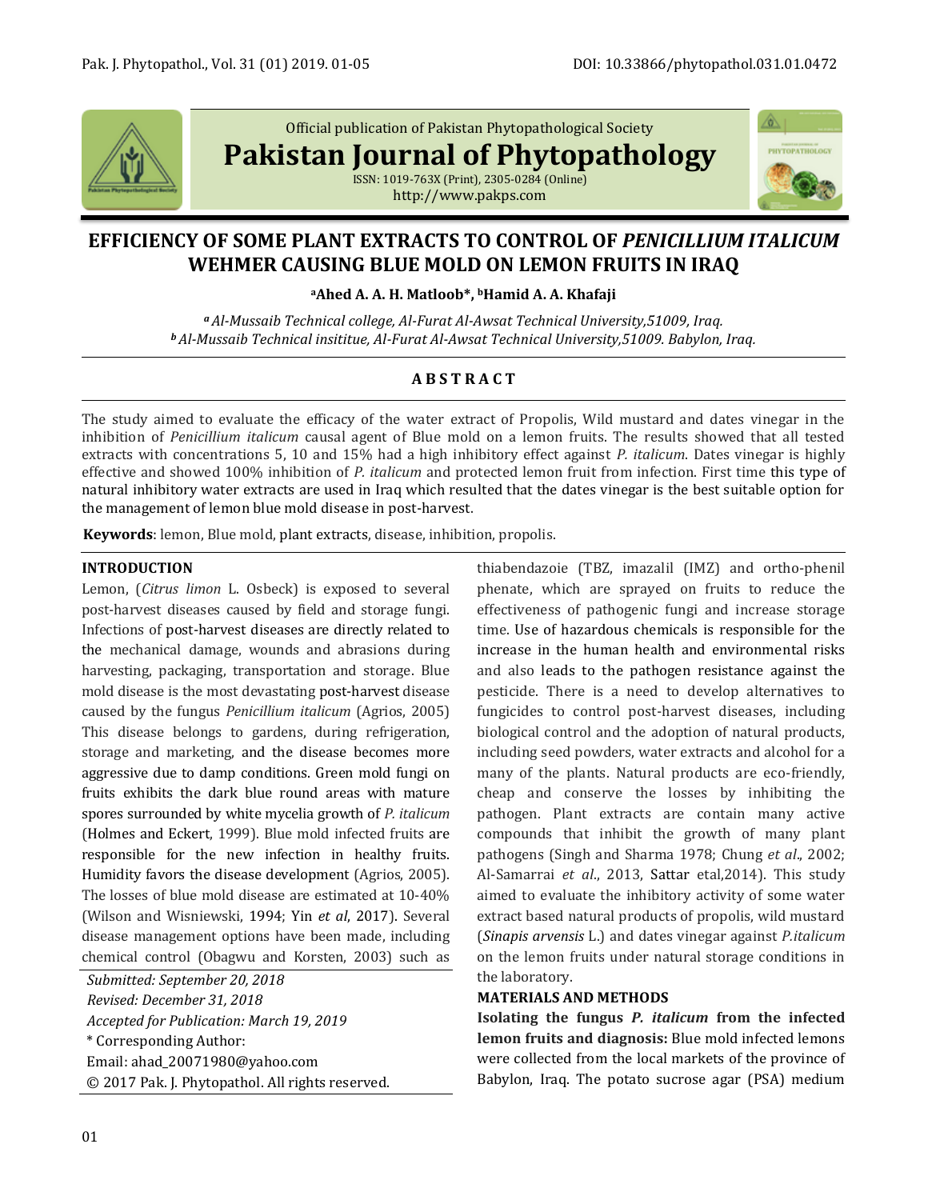Official publication of Pakistan Phytopathological Society

**Pakistan Journal of Phytopathology**

ISSN: 1019-763X (Print), 2305-0284 (Online)
http://www.pakps.com

# EFFICIENCY OF SOME PLANT EXTRACTS TO CONTROL OF *PENICILLIUM ITALICUM* WEHMER CAUSING BLUE MOLD ON LEMON FRUITS IN IRAQ

**[a]Ahed A. A. H. Matloob\*, [b]Hamid A. A. Khafaji**

*[a] Al-Mussaib Technical college, Al-Furat Al-Awsat Technical University,51009, Iraq.*
*[b] Al-Mussaib Technical insititue, Al-Furat Al-Awsat Technical University,51009. Babylon, Iraq.*

## ABSTRACT

The study aimed to evaluate the efficacy of the water extract of Propolis, Wild mustard and dates vinegar in the inhibition of *Penicillium italicum* causal agent of Blue mold on a lemon fruits. The results showed that all tested extracts with concentrations 5, 10 and 15% had a high inhibitory effect against *P. italicum*. Dates vinegar is highly effective and showed 100% inhibition of *P. italicum* and protected lemon fruit from infection. First time this type of natural inhibitory water extracts are used in Iraq which resulted that the dates vinegar is the best suitable option for the management of lemon blue mold disease in post-harvest.

**Keywords**: lemon, Blue mold, plant extracts, disease, inhibition, propolis.

## INTRODUCTION

Lemon, (*Citrus limon* L. Osbeck) is exposed to several post-harvest diseases caused by field and storage fungi. Infections of post-harvest diseases are directly related to the mechanical damage, wounds and abrasions during harvesting, packaging, transportation and storage. Blue mold disease is the most devastating post-harvest disease caused by the fungus *Penicillium italicum* (Agrios, 2005) This disease belongs to gardens, during refrigeration, storage and marketing, and the disease becomes more aggressive due to damp conditions. Green mold fungi on fruits exhibits the dark blue round areas with mature spores surrounded by white mycelia growth of *P. italicum* (Holmes and Eckert, 1999). Blue mold infected fruits are responsible for the new infection in healthy fruits. Humidity favors the disease development (Agrios, 2005). The losses of blue mold disease are estimated at 10-40% (Wilson and Wisniewski, 1994; Yin *et al*, 2017). Several disease management options have been made, including chemical control (Obagwu and Korsten, 2003) such as thiabendazoie (TBZ, imazalil (IMZ) and ortho-phenil phenate, which are sprayed on fruits to reduce the effectiveness of pathogenic fungi and increase storage time. Use of hazardous chemicals is responsible for the increase in the human health and environmental risks and also leads to the pathogen resistance against the pesticide. There is a need to develop alternatives to fungicides to control post-harvest diseases, including biological control and the adoption of natural products, including seed powders, water extracts and alcohol for a many of the plants. Natural products are eco-friendly, cheap and conserve the losses by inhibiting the pathogen. Plant extracts are contain many active compounds that inhibit the growth of many plant pathogens (Singh and Sharma 1978; Chung *et al*., 2002; Al-Samarrai *et al*., 2013, Sattar etal,2014). This study aimed to evaluate the inhibitory activity of some water extract based natural products of propolis, wild mustard (*Sinapis arvensis* L.) and dates vinegar against *P.italicum* on the lemon fruits under natural storage conditions in the laboratory.

*Submitted: September 20, 2018*
*Revised: December 31, 2018*
*Accepted for Publication: March 19, 2019*
\* Corresponding Author:
Email: ahad_20071980@yahoo.com
© 2017 Pak. J. Phytopathol. All rights reserved.

## MATERIALS AND METHODS

**Isolating the fungus *P. italicum* from the infected lemon fruits and diagnosis:** Blue mold infected lemons were collected from the local markets of the province of Babylon, Iraq. The potato sucrose agar (PSA) medium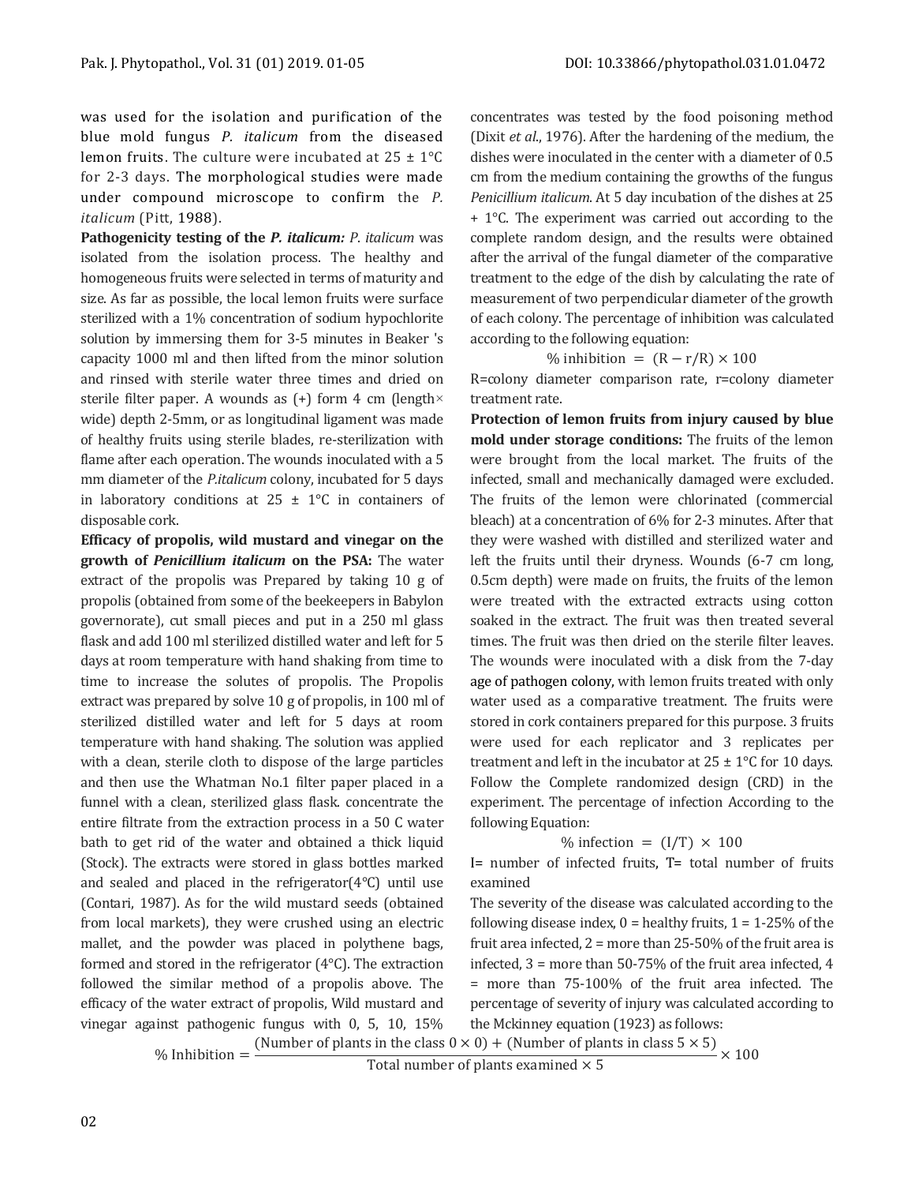was used for the isolation and purification of the blue mold fungus *P. italicum* from the diseased lemon fruits. The culture were incubated at 25 ± 1°C for 2-3 days. The morphological studies were made under compound microscope to confirm the *P. italicum* (Pitt, 1988).

**Pathogenicity testing of the *P. italicum:*** *P. italicum* was isolated from the isolation process. The healthy and homogeneous fruits were selected in terms of maturity and size. As far as possible, the local lemon fruits were surface sterilized with a 1% concentration of sodium hypochlorite solution by immersing them for 3-5 minutes in Beaker 's capacity 1000 ml and then lifted from the minor solution and rinsed with sterile water three times and dried on sterile filter paper. A wounds as (+) form 4 cm (length× wide) depth 2-5mm, or as longitudinal ligament was made of healthy fruits using sterile blades, re-sterilization with flame after each operation. The wounds inoculated with a 5 mm diameter of the *P.italicum* colony, incubated for 5 days in laboratory conditions at 25 ± 1°C in containers of disposable cork.

**Efficacy of propolis, wild mustard and vinegar on the growth of *Penicillium italicum* on the PSA:** The water extract of the propolis was Prepared by taking 10 g of propolis (obtained from some of the beekeepers in Babylon governorate), cut small pieces and put in a 250 ml glass flask and add 100 ml sterilized distilled water and left for 5 days at room temperature with hand shaking from time to time to increase the solutes of propolis. The Propolis extract was prepared by solve 10 g of propolis, in 100 ml of sterilized distilled water and left for 5 days at room temperature with hand shaking. The solution was applied with a clean, sterile cloth to dispose of the large particles and then use the Whatman No.1 filter paper placed in a funnel with a clean, sterilized glass flask. concentrate the entire filtrate from the extraction process in a 50 C water bath to get rid of the water and obtained a thick liquid (Stock). The extracts were stored in glass bottles marked and sealed and placed in the refrigerator(4°C) until use (Contari, 1987). As for the wild mustard seeds (obtained from local markets), they were crushed using an electric mallet, and the powder was placed in polythene bags, formed and stored in the refrigerator (4°C). The extraction followed the similar method of a propolis above. The efficacy of the water extract of propolis, Wild mustard and vinegar against pathogenic fungus with 0, 5, 10, 15% concentrates was tested by the food poisoning method (Dixit *et al.*, 1976). After the hardening of the medium, the dishes were inoculated in the center with a diameter of 0.5 cm from the medium containing the growths of the fungus *Penicillium italicum*. At 5 day incubation of the dishes at 25 + 1°C. The experiment was carried out according to the complete random design, and the results were obtained after the arrival of the fungal diameter of the comparative treatment to the edge of the dish by calculating the rate of measurement of two perpendicular diameter of the growth of each colony. The percentage of inhibition was calculated according to the following equation:

$$\% \text{ inhibition} = (R - r/R) \times 100$$

R=colony diameter comparison rate, r=colony diameter treatment rate.

**Protection of lemon fruits from injury caused by blue mold under storage conditions:** The fruits of the lemon were brought from the local market. The fruits of the infected, small and mechanically damaged were excluded. The fruits of the lemon were chlorinated (commercial bleach) at a concentration of 6% for 2-3 minutes. After that they were washed with distilled and sterilized water and left the fruits until their dryness. Wounds (6-7 cm long, 0.5cm depth) were made on fruits, the fruits of the lemon were treated with the extracted extracts using cotton soaked in the extract. The fruit was then treated several times. The fruit was then dried on the sterile filter leaves. The wounds were inoculated with a disk from the 7-day age of pathogen colony, with lemon fruits treated with only water used as a comparative treatment. The fruits were stored in cork containers prepared for this purpose. 3 fruits were used for each replicator and 3 replicates per treatment and left in the incubator at 25 ± 1°C for 10 days. Follow the Complete randomized design (CRD) in the experiment. The percentage of infection According to the following Equation:

$$\% \text{ infection} = (I/T) \times 100$$

I= number of infected fruits, T= total number of fruits examined

The severity of the disease was calculated according to the following disease index, 0 = healthy fruits, 1 = 1-25% of the fruit area infected, 2 = more than 25-50% of the fruit area is infected, 3 = more than 50-75% of the fruit area infected, 4 = more than 75-100% of the fruit area infected. The percentage of severity of injury was calculated according to the Mckinney equation (1923) as follows:

$$\% \text{ Inhibition} = \frac{(\text{Number of plants in the class } 0 \times 0) + (\text{Number of plants in class } 5 \times 5)}{\text{Total number of plants examined} \times 5} \times 100$$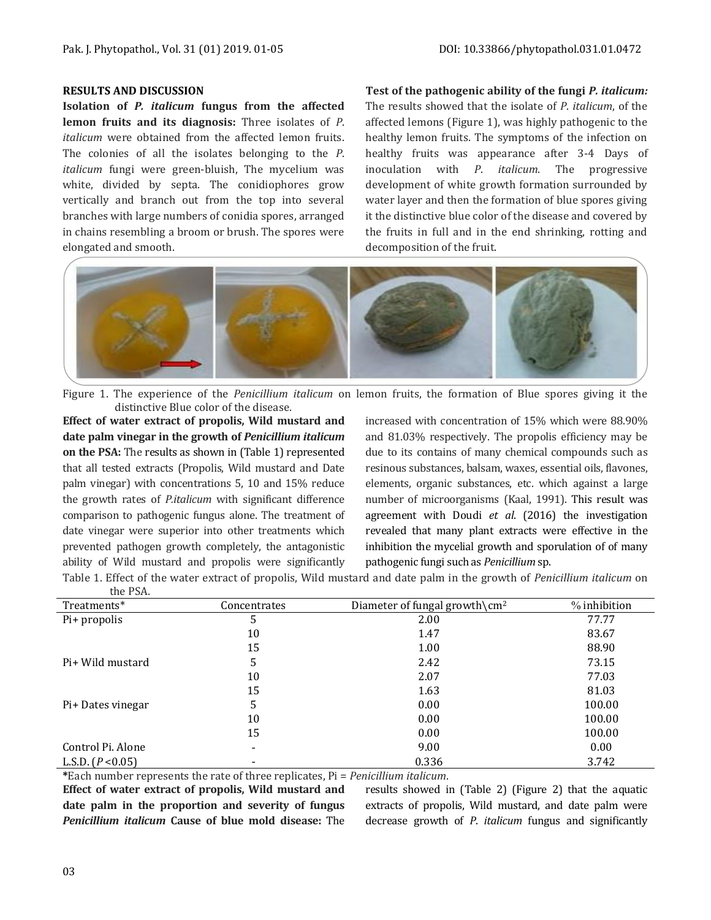## RESULTS AND DISCUSSION

**Isolation of *P. italicum* fungus from the affected lemon fruits and its diagnosis:** Three isolates of *P. italicum* were obtained from the affected lemon fruits. The colonies of all the isolates belonging to the *P. italicum* fungi were green-bluish, The mycelium was white, divided by septa. The conidiophores grow vertically and branch out from the top into several branches with large numbers of conidia spores, arranged in chains resembling a broom or brush. The spores were elongated and smooth.

**Test of the pathogenic ability of the fungi *P. italicum:*** The results showed that the isolate of *P. italicum*, of the affected lemons (Figure 1), was highly pathogenic to the healthy lemon fruits. The symptoms of the infection on healthy fruits was appearance after 3-4 Days of inoculation with *P. italicum*. The progressive development of white growth formation surrounded by water layer and then the formation of blue spores giving it the distinctive blue color of the disease and covered by the fruits in full and in the end shrinking, rotting and decomposition of the fruit.

Figure 1. The experience of the *Penicillium italicum* on lemon fruits, the formation of Blue spores giving it the distinctive Blue color of the disease.

**Effect of water extract of propolis, Wild mustard and date palm vinegar in the growth of *Penicillium italicum* on the PSA:** The results as shown in (Table 1) represented that all tested extracts (Propolis, Wild mustard and Date palm vinegar) with concentrations 5, 10 and 15% reduce the growth rates of *P.italicum* with significant difference comparison to pathogenic fungus alone. The treatment of date vinegar were superior into other treatments which prevented pathogen growth completely, the antagonistic ability of Wild mustard and propolis were significantly increased with concentration of 15% which were 88.90% and 81.03% respectively. The propolis efficiency may be due to its contains of many chemical compounds such as resinous substances, balsam, waxes, essential oils, flavones, elements, organic substances, etc. which against a large number of microorganisms (Kaal, 1991). This result was agreement with Doudi *et al*. (2016) the investigation revealed that many plant extracts were effective in the inhibition the mycelial growth and sporulation of of many pathogenic fungi such as *Penicillium* sp.

Table 1. Effect of the water extract of propolis, Wild mustard and date palm in the growth of *Penicillium italicum* on the PSA.

| Treatments* | Concentrates | Diameter of fungal growth\cm$^2$ | % inhibition |
|---|---|---|---|
| Pi+ propolis | 5 | 2.00 | 77.77 |
| | 10 | 1.47 | 83.67 |
| | 15 | 1.00 | 88.90 |
| Pi+ Wild mustard | 5 | 2.42 | 73.15 |
| | 10 | 2.07 | 77.03 |
| | 15 | 1.63 | 81.03 |
| Pi+ Dates vinegar | 5 | 0.00 | 100.00 |
| | 10 | 0.00 | 100.00 |
| | 15 | 0.00 | 100.00 |
| Control Pi. Alone | - | 9.00 | 0.00 |
| L.S.D. ($P$<0.05) | - | 0.336 | 3.742 |

*Each number represents the rate of three replicates, Pi = *Penicillium italicum*.

**Effect of water extract of propolis, Wild mustard and date palm in the proportion and severity of fungus *Penicillium italicum* Cause of blue mold disease:** The results showed in (Table 2) (Figure 2) that the aquatic extracts of propolis, Wild mustard, and date palm were decrease growth of *P. italicum* fungus and significantly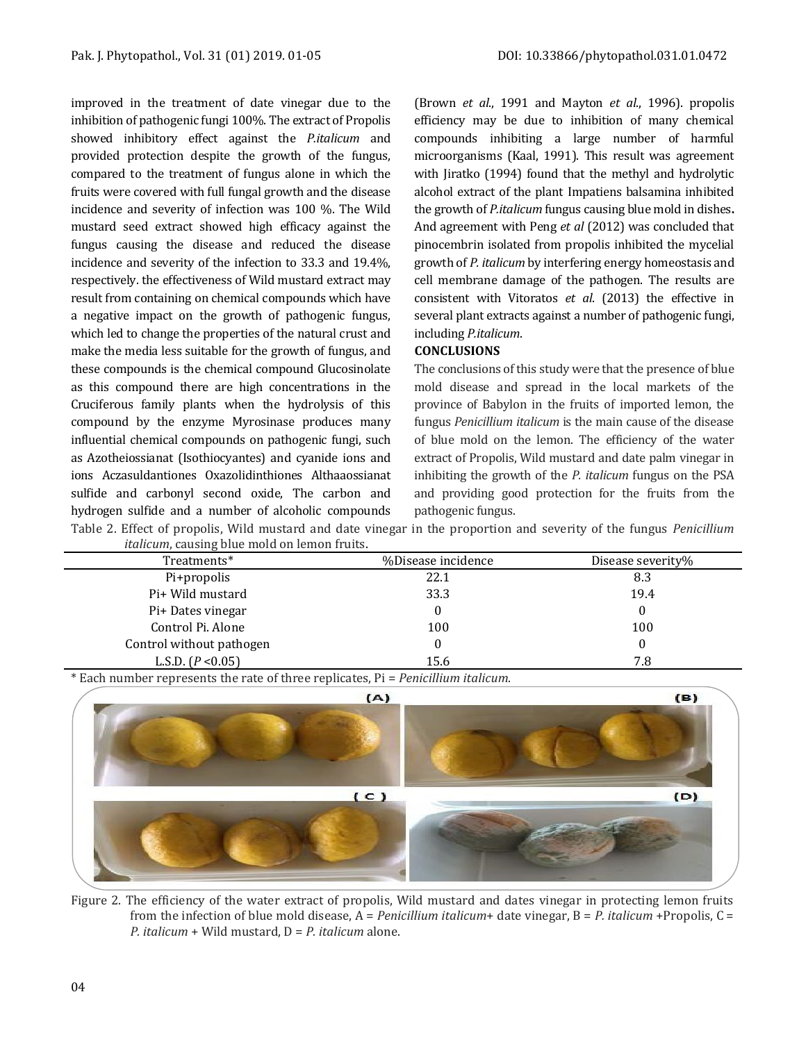improved in the treatment of date vinegar due to the inhibition of pathogenic fungi 100%. The extract of Propolis showed inhibitory effect against the *P.italicum* and provided protection despite the growth of the fungus, compared to the treatment of fungus alone in which the fruits were covered with full fungal growth and the disease incidence and severity of infection was 100 %. The Wild mustard seed extract showed high efficacy against the fungus causing the disease and reduced the disease incidence and severity of the infection to 33.3 and 19.4%, respectively. the effectiveness of Wild mustard extract may result from containing on chemical compounds which have a negative impact on the growth of pathogenic fungus, which led to change the properties of the natural crust and make the media less suitable for the growth of fungus, and these compounds is the chemical compound Glucosinolate as this compound there are high concentrations in the Cruciferous family plants when the hydrolysis of this compound by the enzyme Myrosinase produces many influential chemical compounds on pathogenic fungi, such as Azotheiossianat (Isothiocyantes) and cyanide ions and ions Aczasuldantiones Oxazolidinthiones Althaaossianat sulfide and carbonyl second oxide, The carbon and hydrogen sulfide and a number of alcoholic compounds (Brown *et al*., 1991 and Mayton *et al*., 1996). propolis efficiency may be due to inhibition of many chemical compounds inhibiting a large number of harmful microorganisms (Kaal, 1991). This result was agreement with Jiratko (1994) found that the methyl and hydrolytic alcohol extract of the plant Impatiens balsamina inhibited the growth of *P.italicum* fungus causing blue mold in dishes**.** And agreement with Peng *et al* (2012) was concluded that pinocembrin isolated from propolis inhibited the mycelial growth of *P. italicum* by interfering energy homeostasis and cell membrane damage of the pathogen. The results are consistent with Vitoratos *et al*. (2013) the effective in several plant extracts against a number of pathogenic fungi, including *P.italicum*.

## CONCLUSIONS

The conclusions of this study were that the presence of blue mold disease and spread in the local markets of the province of Babylon in the fruits of imported lemon, the fungus *Penicillium italicum* is the main cause of the disease of blue mold on the lemon. The efficiency of the water extract of Propolis, Wild mustard and date palm vinegar in inhibiting the growth of the *P. italicum* fungus on the PSA and providing good protection for the fruits from the pathogenic fungus.

Table 2. Effect of propolis, Wild mustard and date vinegar in the proportion and severity of the fungus *Penicillium italicum*, causing blue mold on lemon fruits.

| Treatments* | %Disease incidence | Disease severity% |
|---|---|---|
| Pi+propolis | 22.1 | 8.3 |
| Pi+ Wild mustard | 33.3 | 19.4 |
| Pi+ Dates vinegar | 0 | 0 |
| Control Pi. Alone | 100 | 100 |
| Control without pathogen | 0 | 0 |
| L.S.D. ($P < 0.05$) | 15.6 | 7.8 |

\* Each number represents the rate of three replicates, Pi = *Penicillium italicum*.

Figure 2. The efficiency of the water extract of propolis, Wild mustard and dates vinegar in protecting lemon fruits from the infection of blue mold disease, A = *Penicillium italicum*+ date vinegar, B = *P. italicum* +Propolis, C = *P. italicum* + Wild mustard, D = *P. italicum* alone.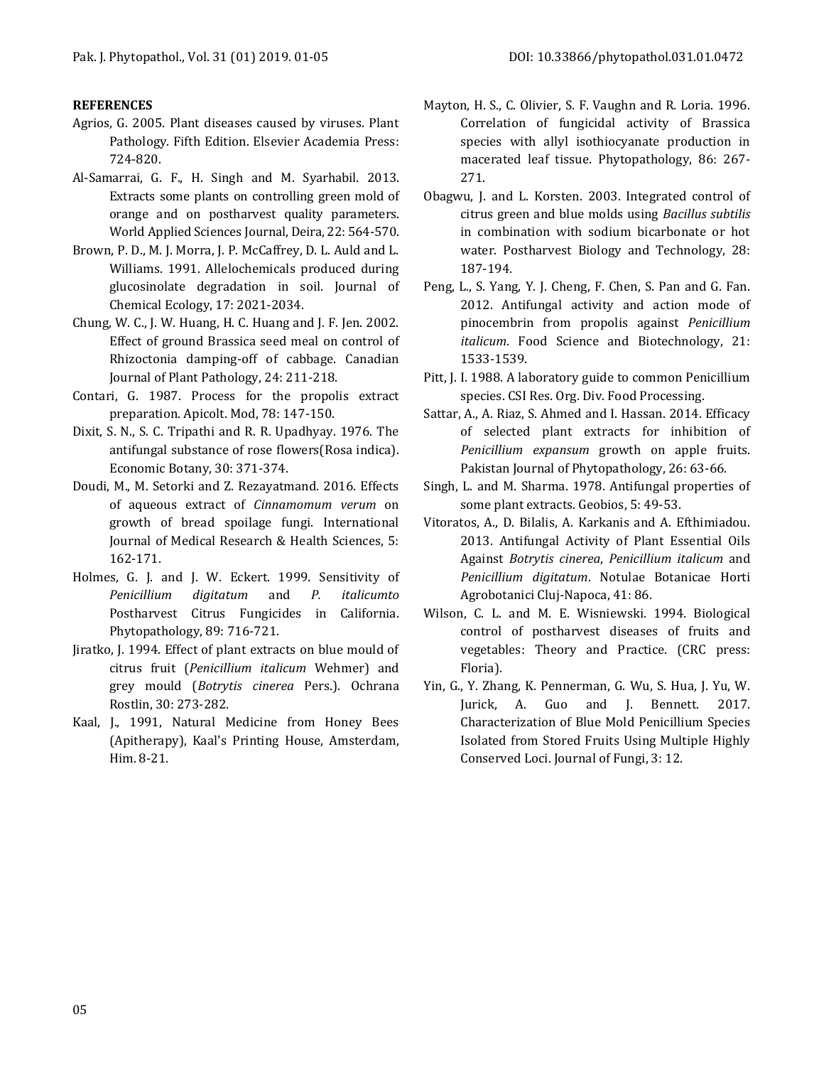## REFERENCES

Agrios, G. 2005. Plant diseases caused by viruses. Plant Pathology. Fifth Edition. Elsevier Academia Press: 724-820.

Al-Samarrai, G. F., H. Singh and M. Syarhabil. 2013. Extracts some plants on controlling green mold of orange and on postharvest quality parameters. World Applied Sciences Journal, Deira, 22: 564-570.

Brown, P. D., M. J. Morra, J. P. McCaffrey, D. L. Auld and L. Williams. 1991. Allelochemicals produced during glucosinolate degradation in soil. Journal of Chemical Ecology, 17: 2021-2034.

Chung, W. C., J. W. Huang, H. C. Huang and J. F. Jen. 2002. Effect of ground Brassica seed meal on control of Rhizoctonia damping-off of cabbage. Canadian Journal of Plant Pathology, 24: 211-218.

Contari, G. 1987. Process for the propolis extract preparation. Apicolt. Mod, 78: 147-150.

Dixit, S. N., S. C. Tripathi and R. R. Upadhyay. 1976. The antifungal substance of rose flowers(Rosa indica). Economic Botany, 30: 371-374.

Doudi, M., M. Setorki and Z. Rezayatmand. 2016. Effects of aqueous extract of *Cinnamomum verum* on growth of bread spoilage fungi. International Journal of Medical Research & Health Sciences, 5: 162-171.

Holmes, G. J. and J. W. Eckert. 1999. Sensitivity of *Penicillium digitatum* and *P. italicumto* Postharvest Citrus Fungicides in California. Phytopathology, 89: 716-721.

Jiratko, J. 1994. Effect of plant extracts on blue mould of citrus fruit (*Penicillium italicum* Wehmer) and grey mould (*Botrytis cinerea* Pers.). Ochrana Rostlin, 30: 273-282.

Kaal, J., 1991, Natural Medicine from Honey Bees (Apitherapy), Kaal's Printing House, Amsterdam, Him. 8-21.

Mayton, H. S., C. Olivier, S. F. Vaughn and R. Loria. 1996. Correlation of fungicidal activity of Brassica species with allyl isothiocyanate production in macerated leaf tissue. Phytopathology, 86: 267-271.

Obagwu, J. and L. Korsten. 2003. Integrated control of citrus green and blue molds using *Bacillus subtilis* in combination with sodium bicarbonate or hot water. Postharvest Biology and Technology, 28: 187-194.

Peng, L., S. Yang, Y. J. Cheng, F. Chen, S. Pan and G. Fan. 2012. Antifungal activity and action mode of pinocembrin from propolis against *Penicillium italicum*. Food Science and Biotechnology, 21: 1533-1539.

Pitt, J. I. 1988. A laboratory guide to common Penicillium species. CSI Res. Org. Div. Food Processing.

Sattar, A., A. Riaz, S. Ahmed and I. Hassan. 2014. Efficacy of selected plant extracts for inhibition of *Penicillium expansum* growth on apple fruits. Pakistan Journal of Phytopathology, 26: 63-66.

Singh, L. and M. Sharma. 1978. Antifungal properties of some plant extracts. Geobios, 5: 49-53.

Vitoratos, A., D. Bilalis, A. Karkanis and A. Efthimiadou. 2013. Antifungal Activity of Plant Essential Oils Against *Botrytis cinerea*, *Penicillium italicum* and *Penicillium digitatum*. Notulae Botanicae Horti Agrobotanici Cluj-Napoca, 41: 86.

Wilson, C. L. and M. E. Wisniewski. 1994. Biological control of postharvest diseases of fruits and vegetables: Theory and Practice. (CRC press: Floria).

Yin, G., Y. Zhang, K. Pennerman, G. Wu, S. Hua, J. Yu, W. Jurick, A. Guo and J. Bennett. 2017. Characterization of Blue Mold Penicillium Species Isolated from Stored Fruits Using Multiple Highly Conserved Loci. Journal of Fungi, 3: 12.